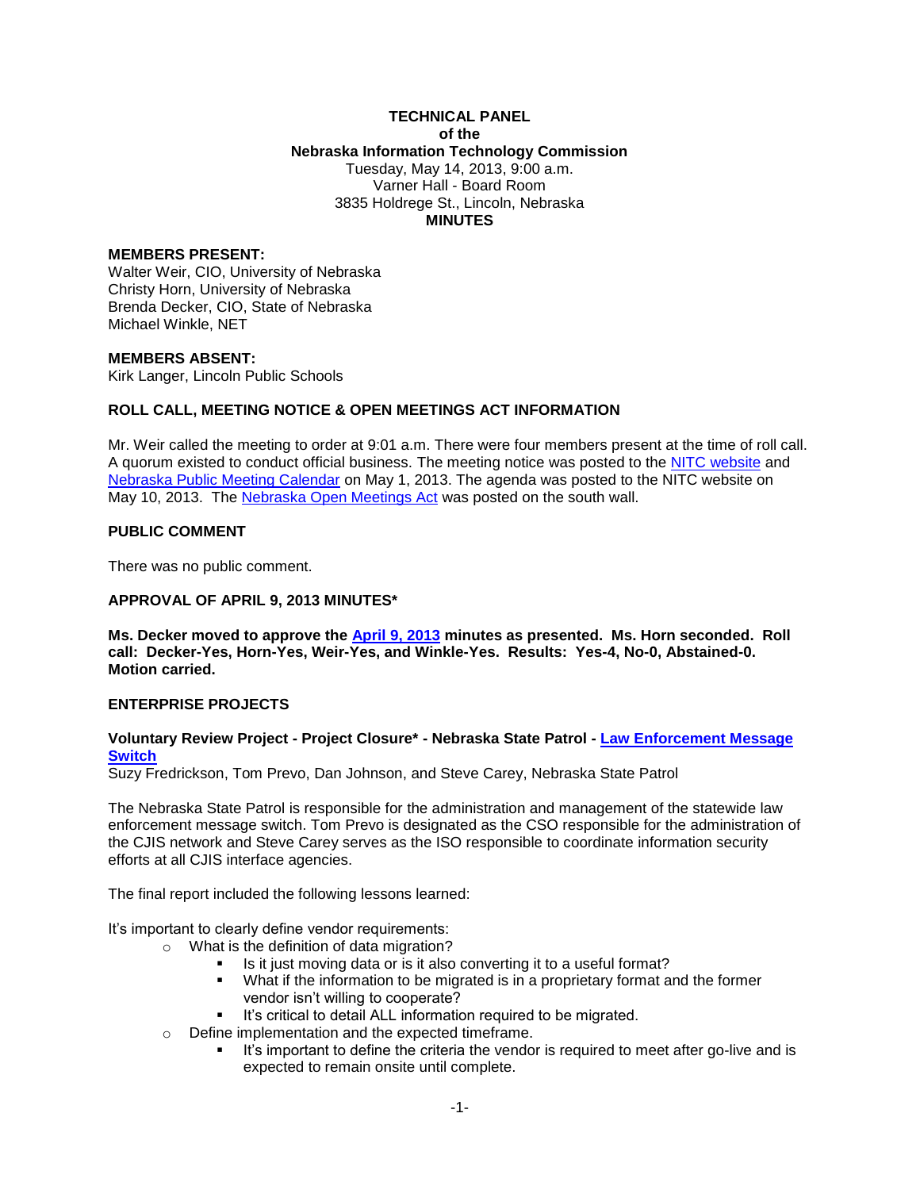**TECHNICAL PANEL**
**of the**
**Nebraska Information Technology Commission**
Tuesday, May 14, 2013, 9:00 a.m.
Varner Hall - Board Room
3835 Holdrege St., Lincoln, Nebraska
**MINUTES**

**MEMBERS PRESENT:**
Walter Weir, CIO, University of Nebraska
Christy Horn, University of Nebraska
Brenda Decker, CIO, State of Nebraska
Michael Winkle, NET

**MEMBERS ABSENT:**
Kirk Langer, Lincoln Public Schools

## ROLL CALL, MEETING NOTICE & OPEN MEETINGS ACT INFORMATION

Mr. Weir called the meeting to order at 9:01 a.m. There were four members present at the time of roll call. A quorum existed to conduct official business. The meeting notice was posted to the NITC website and Nebraska Public Meeting Calendar on May 1, 2013. The agenda was posted to the NITC website on May 10, 2013. The Nebraska Open Meetings Act was posted on the south wall.

## PUBLIC COMMENT

There was no public comment.

## APPROVAL OF APRIL 9, 2013 MINUTES*

**Ms. Decker moved to approve the April 9, 2013 minutes as presented. Ms. Horn seconded. Roll call: Decker-Yes, Horn-Yes, Weir-Yes, and Winkle-Yes. Results: Yes-4, No-0, Abstained-0. Motion carried.**

## ENTERPRISE PROJECTS

**Voluntary Review Project - Project Closure* - Nebraska State Patrol - Law Enforcement Message Switch**
Suzy Fredrickson, Tom Prevo, Dan Johnson, and Steve Carey, Nebraska State Patrol

The Nebraska State Patrol is responsible for the administration and management of the statewide law enforcement message switch. Tom Prevo is designated as the CSO responsible for the administration of the CJIS network and Steve Carey serves as the ISO responsible to coordinate information security efforts at all CJIS interface agencies.

The final report included the following lessons learned:

It's important to clearly define vendor requirements:

- What is the definition of data migration?
  - Is it just moving data or is it also converting it to a useful format?
  - What if the information to be migrated is in a proprietary format and the former vendor isn't willing to cooperate?
  - It's critical to detail ALL information required to be migrated.
- Define implementation and the expected timeframe.
  - It's important to define the criteria the vendor is required to meet after go-live and is expected to remain onsite until complete.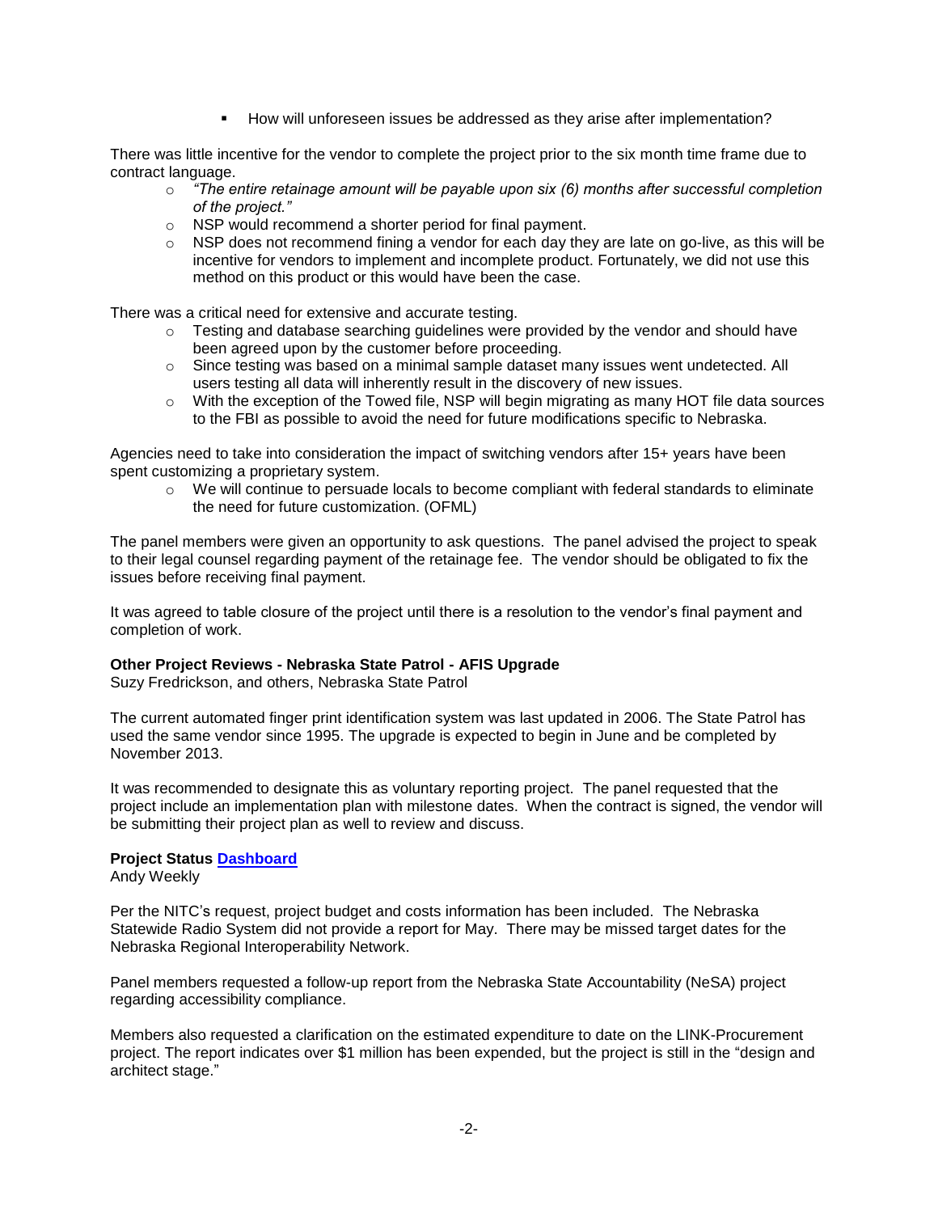- How will unforeseen issues be addressed as they arise after implementation?

There was little incentive for the vendor to complete the project prior to the six month time frame due to contract language.

- *"The entire retainage amount will be payable upon six (6) months after successful completion of the project."*
- NSP would recommend a shorter period for final payment.
- NSP does not recommend fining a vendor for each day they are late on go-live, as this will be incentive for vendors to implement and incomplete product. Fortunately, we did not use this method on this product or this would have been the case.

There was a critical need for extensive and accurate testing.

- Testing and database searching guidelines were provided by the vendor and should have been agreed upon by the customer before proceeding.
- Since testing was based on a minimal sample dataset many issues went undetected. All users testing all data will inherently result in the discovery of new issues.
- With the exception of the Towed file, NSP will begin migrating as many HOT file data sources to the FBI as possible to avoid the need for future modifications specific to Nebraska.

Agencies need to take into consideration the impact of switching vendors after 15+ years have been spent customizing a proprietary system.

- We will continue to persuade locals to become compliant with federal standards to eliminate the need for future customization. (OFML)

The panel members were given an opportunity to ask questions. The panel advised the project to speak to their legal counsel regarding payment of the retainage fee. The vendor should be obligated to fix the issues before receiving final payment.

It was agreed to table closure of the project until there is a resolution to the vendor's final payment and completion of work.

**Other Project Reviews - Nebraska State Patrol - AFIS Upgrade**
Suzy Fredrickson, and others, Nebraska State Patrol

The current automated finger print identification system was last updated in 2006. The State Patrol has used the same vendor since 1995. The upgrade is expected to begin in June and be completed by November 2013.

It was recommended to designate this as voluntary reporting project. The panel requested that the project include an implementation plan with milestone dates. When the contract is signed, the vendor will be submitting their project plan as well to review and discuss.

**Project Status Dashboard**
Andy Weekly

Per the NITC's request, project budget and costs information has been included. The Nebraska Statewide Radio System did not provide a report for May. There may be missed target dates for the Nebraska Regional Interoperability Network.

Panel members requested a follow-up report from the Nebraska State Accountability (NeSA) project regarding accessibility compliance.

Members also requested a clarification on the estimated expenditure to date on the LINK-Procurement project. The report indicates over $1 million has been expended, but the project is still in the "design and architect stage."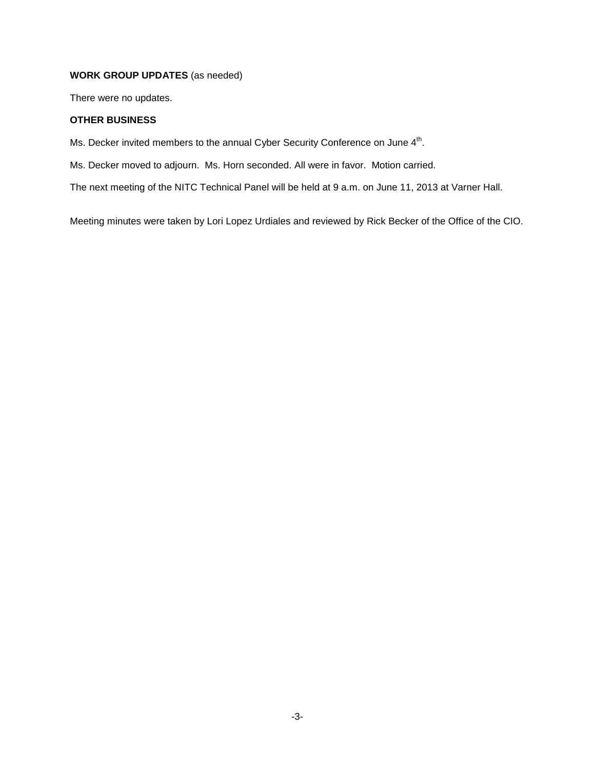**WORK GROUP UPDATES** (as needed)

There were no updates.

**OTHER BUSINESS**

Ms. Decker invited members to the annual Cyber Security Conference on June 4th.

Ms. Decker moved to adjourn. Ms. Horn seconded. All were in favor. Motion carried.

The next meeting of the NITC Technical Panel will be held at 9 a.m. on June 11, 2013 at Varner Hall.

Meeting minutes were taken by Lori Lopez Urdiales and reviewed by Rick Becker of the Office of the CIO.